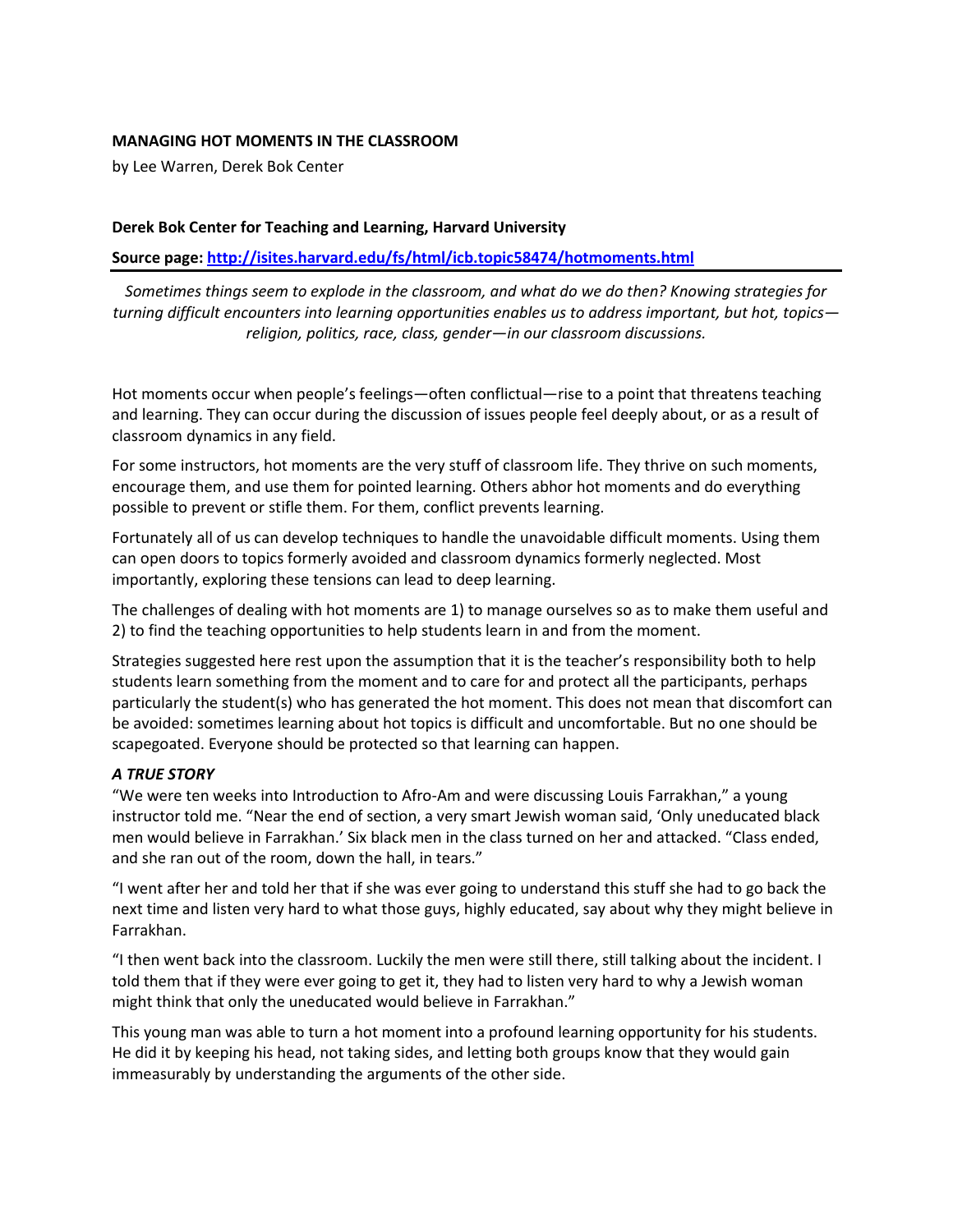**MANAGING HOT MOMENTS IN THE CLASSROOM**

by Lee Warren, Derek Bok Center

**Derek Bok Center for Teaching and Learning, Harvard University**

**Source page: [http://isites.harvard.edu/fs/html/icb.topic58474/hotmoments.html](http://isites.harvard.edu/fs/html/icb.topic58474/hotmoments.html)**

---

*Sometimes things seem to explode in the classroom, and what do we do then? Knowing strategies for turning difficult encounters into learning opportunities enables us to address important, but hot, topics—religion, politics, race, class, gender—in our classroom discussions.*

Hot moments occur when people's feelings—often conflictual—rise to a point that threatens teaching and learning. They can occur during the discussion of issues people feel deeply about, or as a result of classroom dynamics in any field.

For some instructors, hot moments are the very stuff of classroom life. They thrive on such moments, encourage them, and use them for pointed learning. Others abhor hot moments and do everything possible to prevent or stifle them. For them, conflict prevents learning.

Fortunately all of us can develop techniques to handle the unavoidable difficult moments. Using them can open doors to topics formerly avoided and classroom dynamics formerly neglected. Most importantly, exploring these tensions can lead to deep learning.

The challenges of dealing with hot moments are 1) to manage ourselves so as to make them useful and 2) to find the teaching opportunities to help students learn in and from the moment.

Strategies suggested here rest upon the assumption that it is the teacher's responsibility both to help students learn something from the moment and to care for and protect all the participants, perhaps particularly the student(s) who has generated the hot moment. This does not mean that discomfort can be avoided: sometimes learning about hot topics is difficult and uncomfortable. But no one should be scapegoated. Everyone should be protected so that learning can happen.

***A TRUE STORY***

"We were ten weeks into Introduction to Afro-Am and were discussing Louis Farrakhan," a young instructor told me. "Near the end of section, a very smart Jewish woman said, 'Only uneducated black men would believe in Farrakhan.' Six black men in the class turned on her and attacked. "Class ended, and she ran out of the room, down the hall, in tears."

"I went after her and told her that if she was ever going to understand this stuff she had to go back the next time and listen very hard to what those guys, highly educated, say about why they might believe in Farrakhan.

"I then went back into the classroom. Luckily the men were still there, still talking about the incident. I told them that if they were ever going to get it, they had to listen very hard to why a Jewish woman might think that only the uneducated would believe in Farrakhan."

This young man was able to turn a hot moment into a profound learning opportunity for his students. He did it by keeping his head, not taking sides, and letting both groups know that they would gain immeasurably by understanding the arguments of the other side.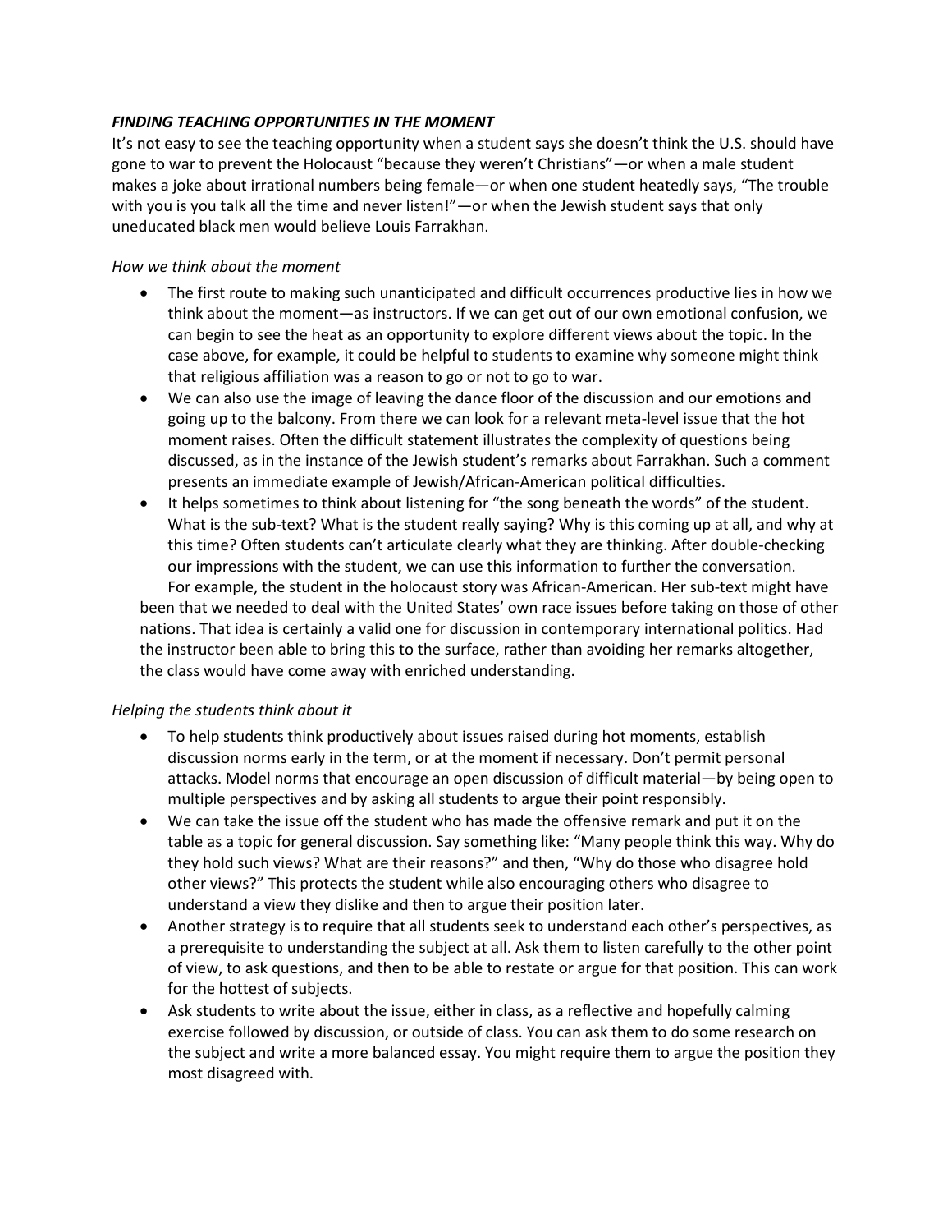***FINDING TEACHING OPPORTUNITIES IN THE MOMENT***

It's not easy to see the teaching opportunity when a student says she doesn't think the U.S. should have gone to war to prevent the Holocaust "because they weren't Christians"—or when a male student makes a joke about irrational numbers being female—or when one student heatedly says, "The trouble with you is you talk all the time and never listen!"—or when the Jewish student says that only uneducated black men would believe Louis Farrakhan.

*How we think about the moment*

- The first route to making such unanticipated and difficult occurrences productive lies in how we think about the moment—as instructors. If we can get out of our own emotional confusion, we can begin to see the heat as an opportunity to explore different views about the topic. In the case above, for example, it could be helpful to students to examine why someone might think that religious affiliation was a reason to go or not to go to war.
- We can also use the image of leaving the dance floor of the discussion and our emotions and going up to the balcony. From there we can look for a relevant meta-level issue that the hot moment raises. Often the difficult statement illustrates the complexity of questions being discussed, as in the instance of the Jewish student's remarks about Farrakhan. Such a comment presents an immediate example of Jewish/African-American political difficulties.
- It helps sometimes to think about listening for "the song beneath the words" of the student. What is the sub-text? What is the student really saying? Why is this coming up at all, and why at this time? Often students can't articulate clearly what they are thinking. After double-checking our impressions with the student, we can use this information to further the conversation.

For example, the student in the holocaust story was African-American. Her sub-text might have been that we needed to deal with the United States' own race issues before taking on those of other nations. That idea is certainly a valid one for discussion in contemporary international politics. Had the instructor been able to bring this to the surface, rather than avoiding her remarks altogether, the class would have come away with enriched understanding.

*Helping the students think about it*

- To help students think productively about issues raised during hot moments, establish discussion norms early in the term, or at the moment if necessary. Don't permit personal attacks. Model norms that encourage an open discussion of difficult material—by being open to multiple perspectives and by asking all students to argue their point responsibly.
- We can take the issue off the student who has made the offensive remark and put it on the table as a topic for general discussion. Say something like: "Many people think this way. Why do they hold such views? What are their reasons?" and then, "Why do those who disagree hold other views?" This protects the student while also encouraging others who disagree to understand a view they dislike and then to argue their position later.
- Another strategy is to require that all students seek to understand each other's perspectives, as a prerequisite to understanding the subject at all. Ask them to listen carefully to the other point of view, to ask questions, and then to be able to restate or argue for that position. This can work for the hottest of subjects.
- Ask students to write about the issue, either in class, as a reflective and hopefully calming exercise followed by discussion, or outside of class. You can ask them to do some research on the subject and write a more balanced essay. You might require them to argue the position they most disagreed with.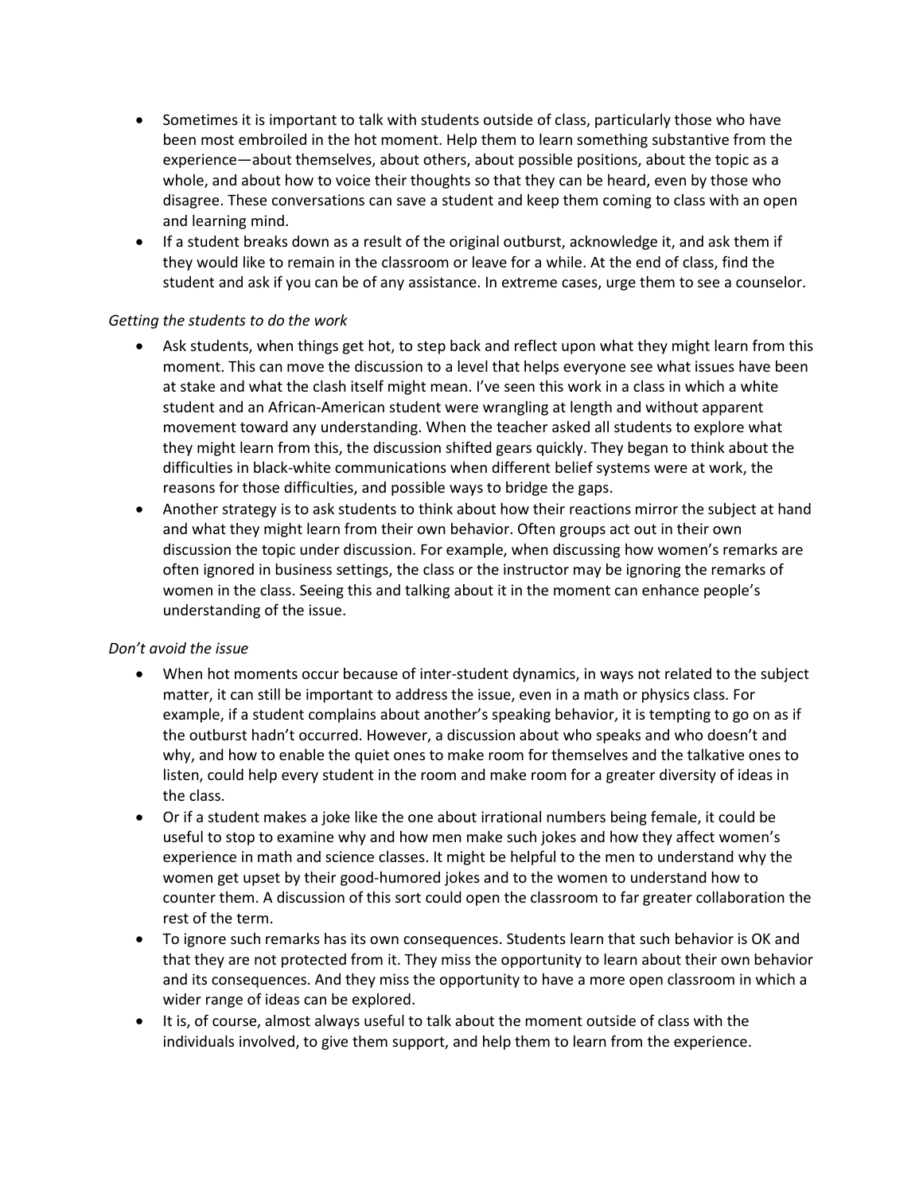- Sometimes it is important to talk with students outside of class, particularly those who have been most embroiled in the hot moment. Help them to learn something substantive from the experience—about themselves, about others, about possible positions, about the topic as a whole, and about how to voice their thoughts so that they can be heard, even by those who disagree. These conversations can save a student and keep them coming to class with an open and learning mind.
- If a student breaks down as a result of the original outburst, acknowledge it, and ask them if they would like to remain in the classroom or leave for a while. At the end of class, find the student and ask if you can be of any assistance. In extreme cases, urge them to see a counselor.

*Getting the students to do the work*

- Ask students, when things get hot, to step back and reflect upon what they might learn from this moment. This can move the discussion to a level that helps everyone see what issues have been at stake and what the clash itself might mean. I've seen this work in a class in which a white student and an African-American student were wrangling at length and without apparent movement toward any understanding. When the teacher asked all students to explore what they might learn from this, the discussion shifted gears quickly. They began to think about the difficulties in black-white communications when different belief systems were at work, the reasons for those difficulties, and possible ways to bridge the gaps.
- Another strategy is to ask students to think about how their reactions mirror the subject at hand and what they might learn from their own behavior. Often groups act out in their own discussion the topic under discussion. For example, when discussing how women's remarks are often ignored in business settings, the class or the instructor may be ignoring the remarks of women in the class. Seeing this and talking about it in the moment can enhance people's understanding of the issue.

*Don't avoid the issue*

- When hot moments occur because of inter-student dynamics, in ways not related to the subject matter, it can still be important to address the issue, even in a math or physics class. For example, if a student complains about another's speaking behavior, it is tempting to go on as if the outburst hadn't occurred. However, a discussion about who speaks and who doesn't and why, and how to enable the quiet ones to make room for themselves and the talkative ones to listen, could help every student in the room and make room for a greater diversity of ideas in the class.
- Or if a student makes a joke like the one about irrational numbers being female, it could be useful to stop to examine why and how men make such jokes and how they affect women's experience in math and science classes. It might be helpful to the men to understand why the women get upset by their good-humored jokes and to the women to understand how to counter them. A discussion of this sort could open the classroom to far greater collaboration the rest of the term.
- To ignore such remarks has its own consequences. Students learn that such behavior is OK and that they are not protected from it. They miss the opportunity to learn about their own behavior and its consequences. And they miss the opportunity to have a more open classroom in which a wider range of ideas can be explored.
- It is, of course, almost always useful to talk about the moment outside of class with the individuals involved, to give them support, and help them to learn from the experience.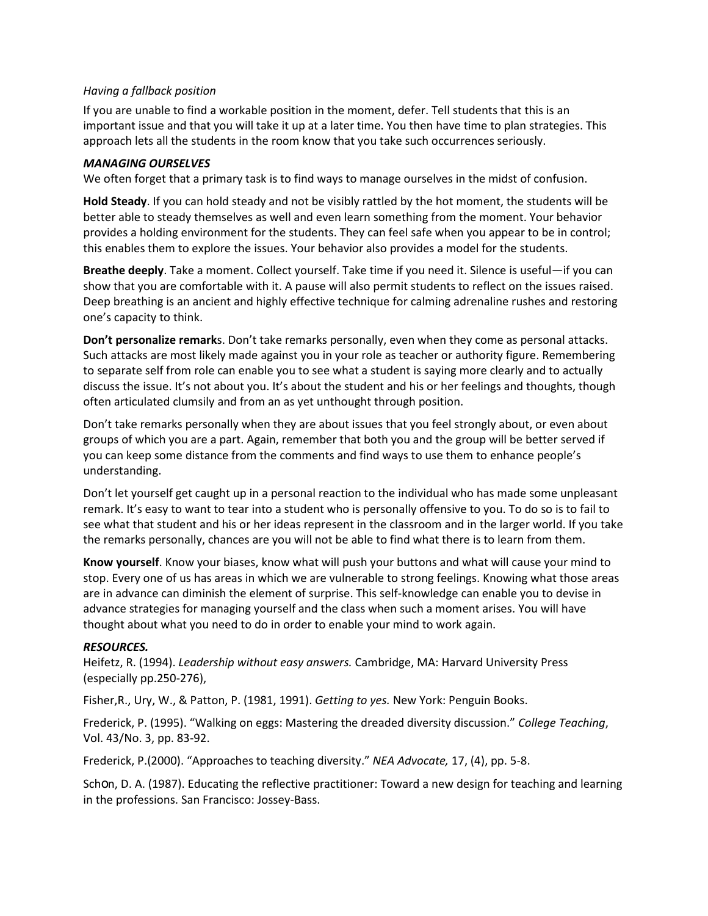*Having a fallback position*

If you are unable to find a workable position in the moment, defer. Tell students that this is an important issue and that you will take it up at a later time. You then have time to plan strategies. This approach lets all the students in the room know that you take such occurrences seriously.

***MANAGING OURSELVES***

We often forget that a primary task is to find ways to manage ourselves in the midst of confusion.

**Hold Steady**. If you can hold steady and not be visibly rattled by the hot moment, the students will be better able to steady themselves as well and even learn something from the moment. Your behavior provides a holding environment for the students. They can feel safe when you appear to be in control; this enables them to explore the issues. Your behavior also provides a model for the students.

**Breathe deeply**. Take a moment. Collect yourself. Take time if you need it. Silence is useful—if you can show that you are comfortable with it. A pause will also permit students to reflect on the issues raised. Deep breathing is an ancient and highly effective technique for calming adrenaline rushes and restoring one's capacity to think.

**Don't personalize remark**s. Don't take remarks personally, even when they come as personal attacks. Such attacks are most likely made against you in your role as teacher or authority figure. Remembering to separate self from role can enable you to see what a student is saying more clearly and to actually discuss the issue. It's not about you. It's about the student and his or her feelings and thoughts, though often articulated clumsily and from an as yet unthought through position.

Don't take remarks personally when they are about issues that you feel strongly about, or even about groups of which you are a part. Again, remember that both you and the group will be better served if you can keep some distance from the comments and find ways to use them to enhance people's understanding.

Don't let yourself get caught up in a personal reaction to the individual who has made some unpleasant remark. It's easy to want to tear into a student who is personally offensive to you. To do so is to fail to see what that student and his or her ideas represent in the classroom and in the larger world. If you take the remarks personally, chances are you will not be able to find what there is to learn from them.

**Know yourself**. Know your biases, know what will push your buttons and what will cause your mind to stop. Every one of us has areas in which we are vulnerable to strong feelings. Knowing what those areas are in advance can diminish the element of surprise. This self-knowledge can enable you to devise in advance strategies for managing yourself and the class when such a moment arises. You will have thought about what you need to do in order to enable your mind to work again.

***RESOURCES.***

Heifetz, R. (1994). *Leadership without easy answers.* Cambridge, MA: Harvard University Press (especially pp.250-276),

Fisher,R., Ury, W., & Patton, P. (1981, 1991). *Getting to yes.* New York: Penguin Books.

Frederick, P. (1995). "Walking on eggs: Mastering the dreaded diversity discussion." *College Teaching*, Vol. 43/No. 3, pp. 83-92.

Frederick, P.(2000). "Approaches to teaching diversity." *NEA Advocate,* 17, (4), pp. 5-8.

SchOn, D. A. (1987). Educating the reflective practitioner: Toward a new design for teaching and learning in the professions. San Francisco: Jossey-Bass.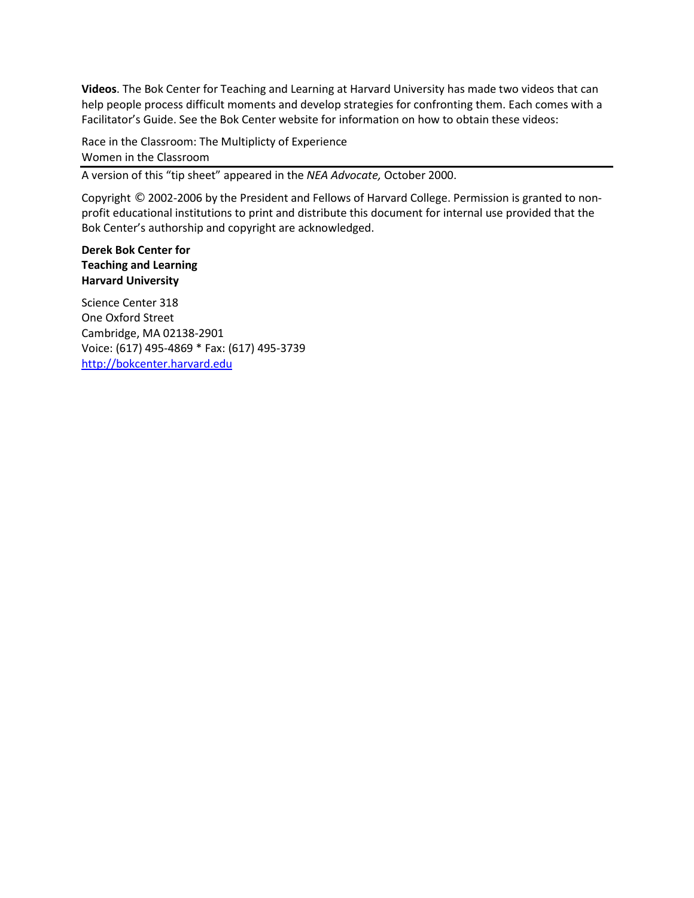**Videos**. The Bok Center for Teaching and Learning at Harvard University has made two videos that can help people process difficult moments and develop strategies for confronting them. Each comes with a Facilitator's Guide. See the Bok Center website for information on how to obtain these videos:

Race in the Classroom: The Multiplicty of Experience
Women in the Classroom

---

A version of this "tip sheet" appeared in the *NEA Advocate,* October 2000.

Copyright © 2002-2006 by the President and Fellows of Harvard College. Permission is granted to non-profit educational institutions to print and distribute this document for internal use provided that the Bok Center's authorship and copyright are acknowledged.

**Derek Bok Center for**
**Teaching and Learning**
**Harvard University**

Science Center 318
One Oxford Street
Cambridge, MA 02138-2901
Voice: (617) 495-4869 * Fax: (617) 495-3739
http://bokcenter.harvard.edu